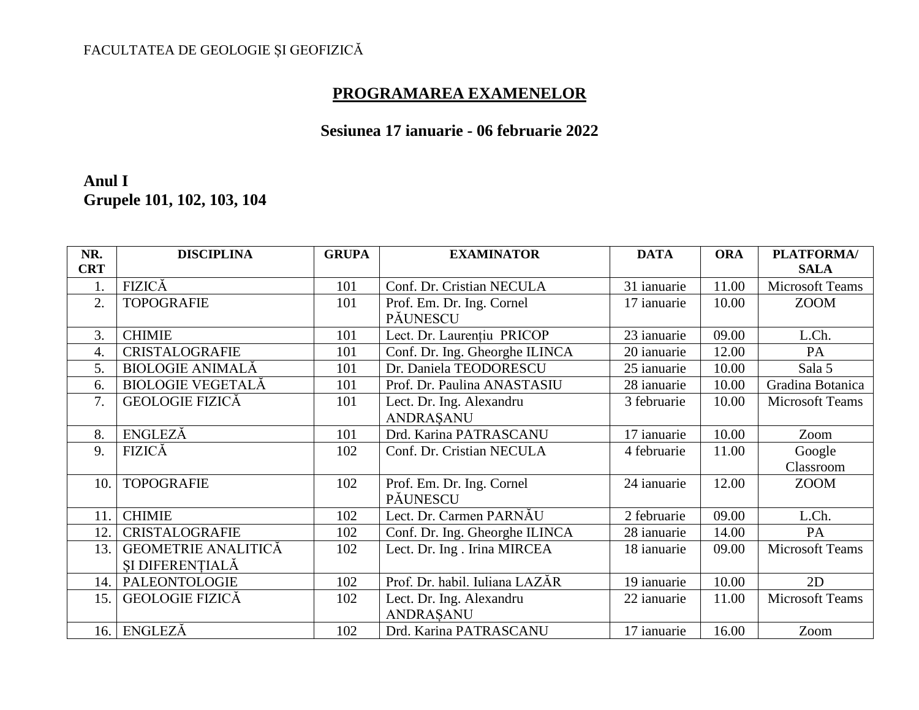FACULTATEA DE GEOLOGIE ȘI GEOFIZICĂ

# PROGRAMAREA EXAMENELOR

## Sesiunea 17 ianuarie - 06 februarie 2022

**Anul I**
**Grupele 101, 102, 103, 104**

| NR. CRT | DISCIPLINA | GRUPA | EXAMINATOR | DATA | ORA | PLATFORMA/ SALA |
|---|---|---|---|---|---|---|
| 1. | FIZICĂ | 101 | Conf. Dr. Cristian NECULA | 31 ianuarie | 11.00 | Microsoft Teams |
| 2. | TOPOGRAFIE | 101 | Prof. Em. Dr. Ing. Cornel PĂUNESCU | 17 ianuarie | 10.00 | ZOOM |
| 3. | CHIMIE | 101 | Lect. Dr. Laurențiu PRICOP | 23 ianuarie | 09.00 | L.Ch. |
| 4. | CRISTALOGRAFIE | 101 | Conf. Dr. Ing. Gheorghe ILINCA | 20 ianuarie | 12.00 | PA |
| 5. | BIOLOGIE ANIMALĂ | 101 | Dr. Daniela TEODORESCU | 25 ianuarie | 10.00 | Sala 5 |
| 6. | BIOLOGIE VEGETALĂ | 101 | Prof. Dr. Paulina ANASTASIU | 28 ianuarie | 10.00 | Gradina Botanica |
| 7. | GEOLOGIE FIZICĂ | 101 | Lect. Dr. Ing. Alexandru ANDRAȘANU | 3 februarie | 10.00 | Microsoft Teams |
| 8. | ENGLEZĂ | 101 | Drd. Karina PATRASCANU | 17 ianuarie | 10.00 | Zoom |
| 9. | FIZICĂ | 102 | Conf. Dr. Cristian NECULA | 4 februarie | 11.00 | Google Classroom |
| 10. | TOPOGRAFIE | 102 | Prof. Em. Dr. Ing. Cornel PĂUNESCU | 24 ianuarie | 12.00 | ZOOM |
| 11. | CHIMIE | 102 | Lect. Dr. Carmen PARNĂU | 2 februarie | 09.00 | L.Ch. |
| 12. | CRISTALOGRAFIE | 102 | Conf. Dr. Ing. Gheorghe ILINCA | 28 ianuarie | 14.00 | PA |
| 13. | GEOMETRIE ANALITICĂ ȘI DIFERENȚIALĂ | 102 | Lect. Dr. Ing . Irina MIRCEA | 18 ianuarie | 09.00 | Microsoft Teams |
| 14. | PALEONTOLOGIE | 102 | Prof. Dr. habil. Iuliana LAZĂR | 19 ianuarie | 10.00 | 2D |
| 15. | GEOLOGIE FIZICĂ | 102 | Lect. Dr. Ing. Alexandru ANDRAȘANU | 22 ianuarie | 11.00 | Microsoft Teams |
| 16. | ENGLEZĂ | 102 | Drd. Karina PATRASCANU | 17 ianuarie | 16.00 | Zoom |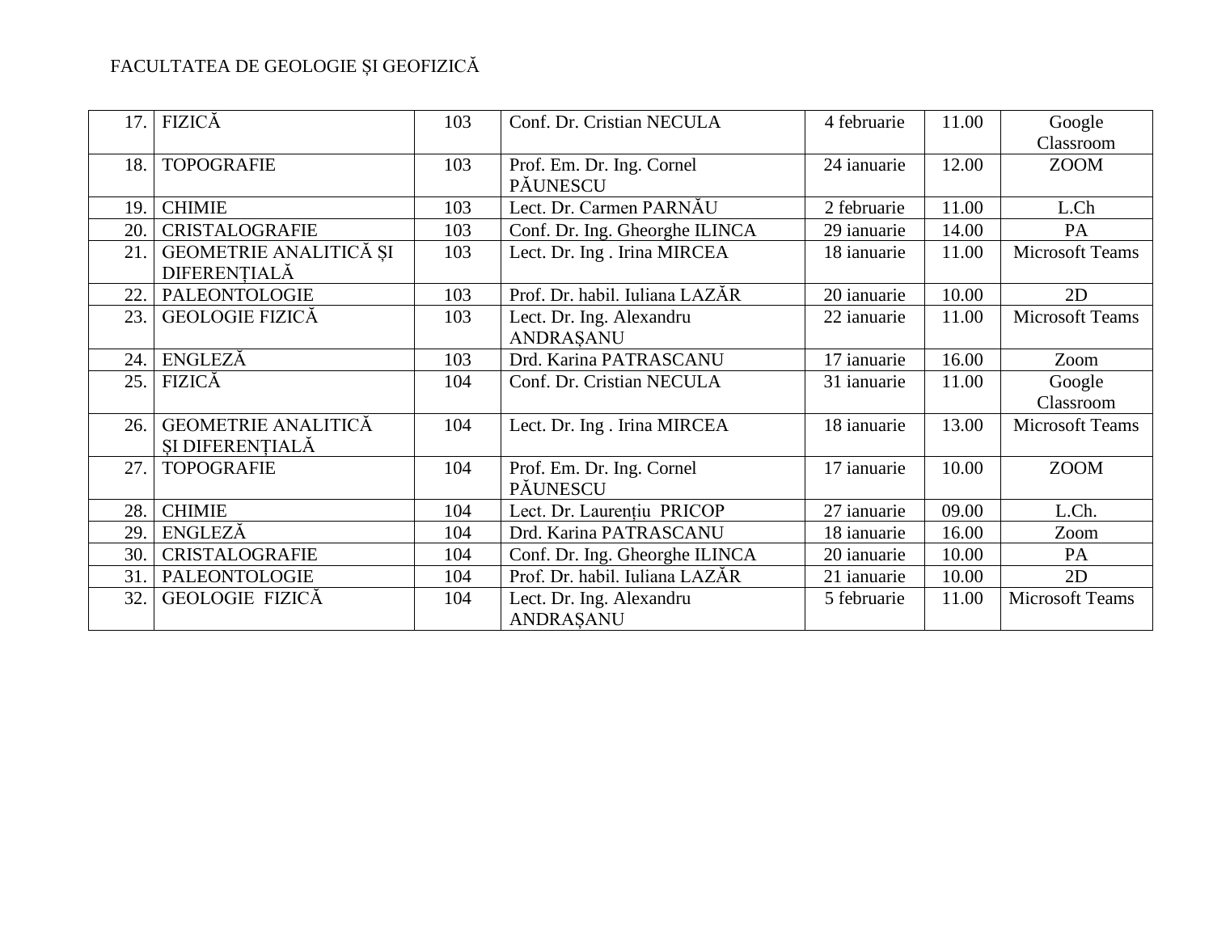FACULTATEA DE GEOLOGIE ȘI GEOFIZICĂ

| | | | | | | |
|---|---|---|---|---|---|---|
| 17. | FIZICĂ | 103 | Conf. Dr. Cristian NECULA | 4 februarie | 11.00 | Google Classroom |
| 18. | TOPOGRAFIE | 103 | Prof. Em. Dr. Ing. Cornel PĂUNESCU | 24 ianuarie | 12.00 | ZOOM |
| 19. | CHIMIE | 103 | Lect. Dr. Carmen PARNĂU | 2 februarie | 11.00 | L.Ch |
| 20. | CRISTALOGRAFIE | 103 | Conf. Dr. Ing. Gheorghe ILINCA | 29 ianuarie | 14.00 | PA |
| 21. | GEOMETRIE ANALITICĂ ȘI DIFERENȚIALĂ | 103 | Lect. Dr. Ing . Irina MIRCEA | 18 ianuarie | 11.00 | Microsoft Teams |
| 22. | PALEONTOLOGIE | 103 | Prof. Dr. habil. Iuliana LAZĂR | 20 ianuarie | 10.00 | 2D |
| 23. | GEOLOGIE FIZICĂ | 103 | Lect. Dr. Ing. Alexandru ANDRAȘANU | 22 ianuarie | 11.00 | Microsoft Teams |
| 24. | ENGLEZĂ | 103 | Drd. Karina PATRASCANU | 17 ianuarie | 16.00 | Zoom |
| 25. | FIZICĂ | 104 | Conf. Dr. Cristian NECULA | 31 ianuarie | 11.00 | Google Classroom |
| 26. | GEOMETRIE ANALITICĂ ȘI DIFERENȚIALĂ | 104 | Lect. Dr. Ing . Irina MIRCEA | 18 ianuarie | 13.00 | Microsoft Teams |
| 27. | TOPOGRAFIE | 104 | Prof. Em. Dr. Ing. Cornel PĂUNESCU | 17 ianuarie | 10.00 | ZOOM |
| 28. | CHIMIE | 104 | Lect. Dr. Laurențiu PRICOP | 27 ianuarie | 09.00 | L.Ch. |
| 29. | ENGLEZĂ | 104 | Drd. Karina PATRASCANU | 18 ianuarie | 16.00 | Zoom |
| 30. | CRISTALOGRAFIE | 104 | Conf. Dr. Ing. Gheorghe ILINCA | 20 ianuarie | 10.00 | PA |
| 31. | PALEONTOLOGIE | 104 | Prof. Dr. habil. Iuliana LAZĂR | 21 ianuarie | 10.00 | 2D |
| 32. | GEOLOGIE FIZICĂ | 104 | Lect. Dr. Ing. Alexandru ANDRAȘANU | 5 februarie | 11.00 | Microsoft Teams |